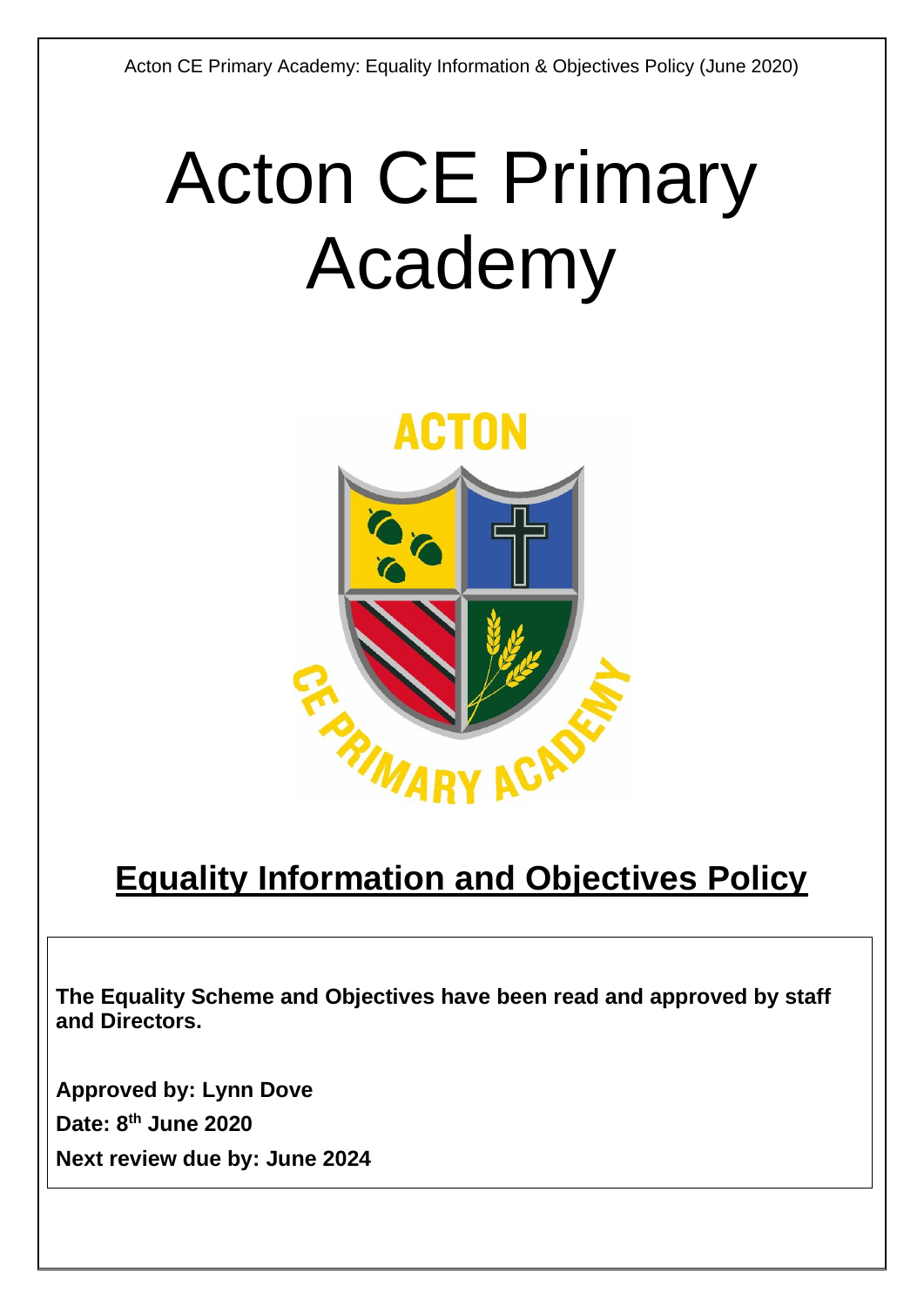# Acton CE Primary Academy

## Equality Information and Objectives Policy

**The Equality Scheme and Objectives have been read and approved by staff and Directors.**

**Approved by: Lynn Dove**

**Date: 8th June 2020**

**Next review due by: June 2024**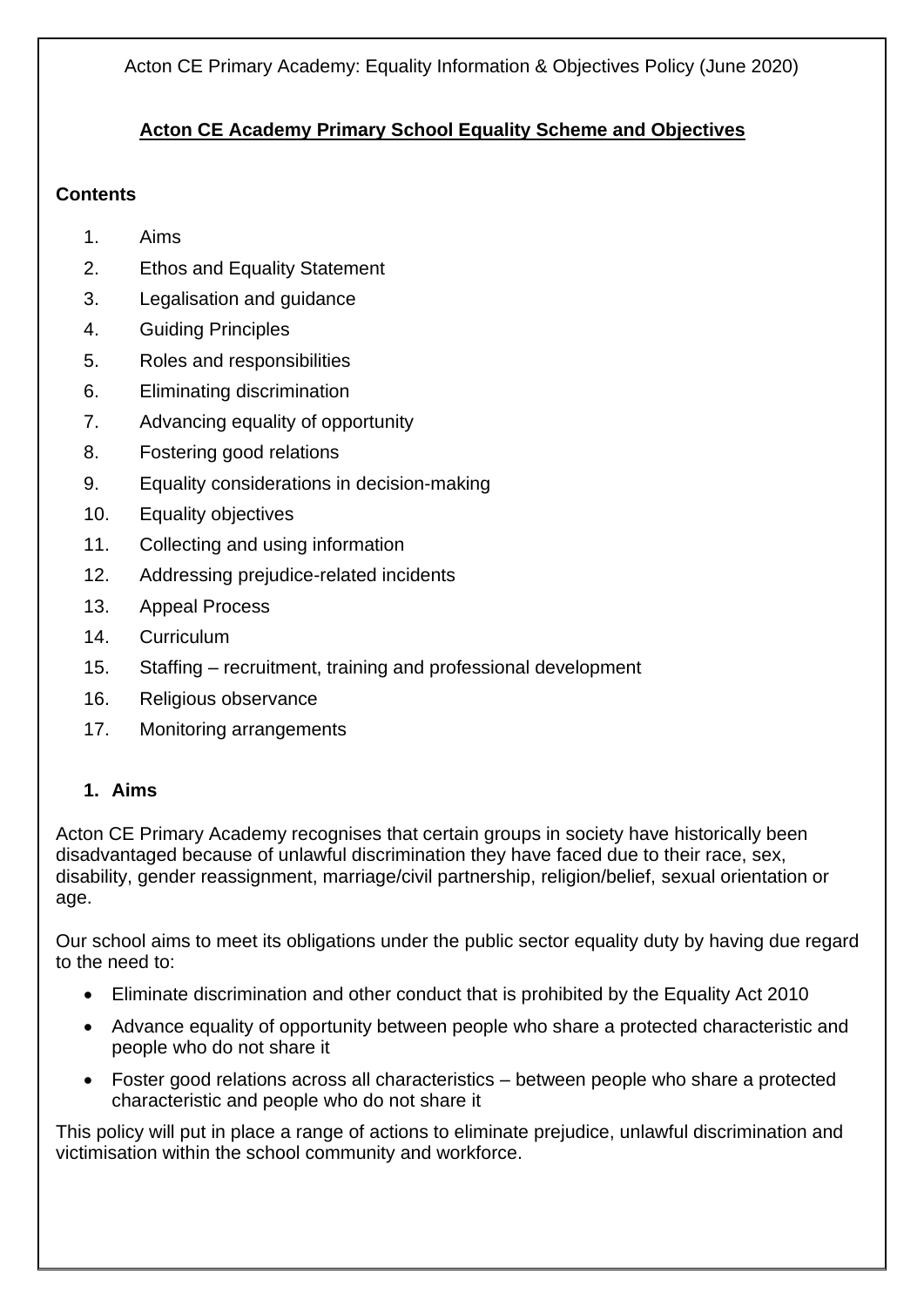**Acton CE Academy Primary School Equality Scheme and Objectives**

**Contents**

1. Aims
2. Ethos and Equality Statement
3. Legalisation and guidance
4. Guiding Principles
5. Roles and responsibilities
6. Eliminating discrimination
7. Advancing equality of opportunity
8. Fostering good relations
9. Equality considerations in decision-making
10. Equality objectives
11. Collecting and using information
12. Addressing prejudice-related incidents
13. Appeal Process
14. Curriculum
15. Staffing – recruitment, training and professional development
16. Religious observance
17. Monitoring arrangements

## 1. Aims

Acton CE Primary Academy recognises that certain groups in society have historically been disadvantaged because of unlawful discrimination they have faced due to their race, sex, disability, gender reassignment, marriage/civil partnership, religion/belief, sexual orientation or age.

Our school aims to meet its obligations under the public sector equality duty by having due regard to the need to:

- Eliminate discrimination and other conduct that is prohibited by the Equality Act 2010
- Advance equality of opportunity between people who share a protected characteristic and people who do not share it
- Foster good relations across all characteristics – between people who share a protected characteristic and people who do not share it

This policy will put in place a range of actions to eliminate prejudice, unlawful discrimination and victimisation within the school community and workforce.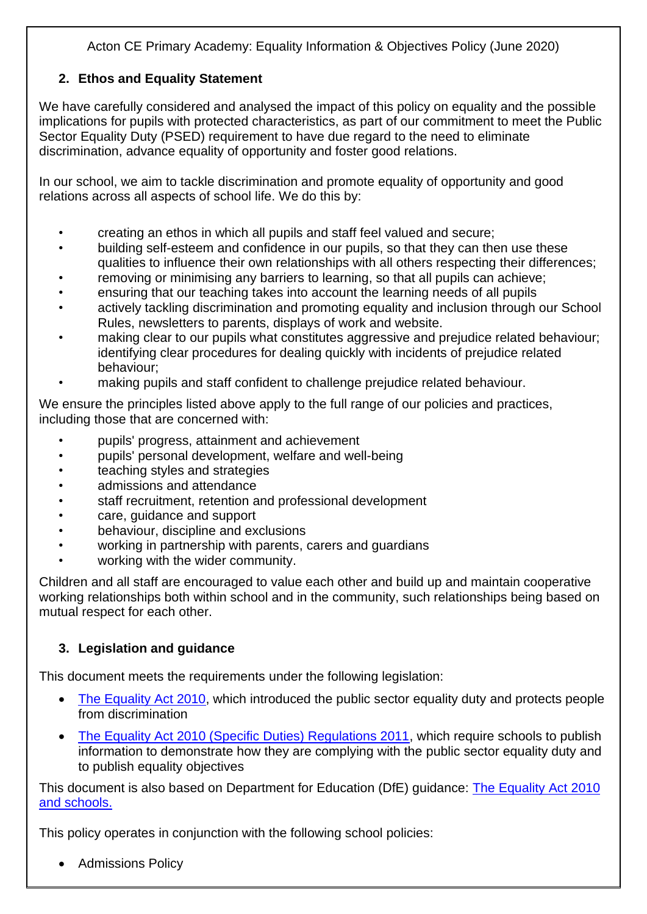## 2. Ethos and Equality Statement

We have carefully considered and analysed the impact of this policy on equality and the possible implications for pupils with protected characteristics, as part of our commitment to meet the Public Sector Equality Duty (PSED) requirement to have due regard to the need to eliminate discrimination, advance equality of opportunity and foster good relations.

In our school, we aim to tackle discrimination and promote equality of opportunity and good relations across all aspects of school life. We do this by:

- creating an ethos in which all pupils and staff feel valued and secure;
- building self-esteem and confidence in our pupils, so that they can then use these qualities to influence their own relationships with all others respecting their differences;
- removing or minimising any barriers to learning, so that all pupils can achieve;
- ensuring that our teaching takes into account the learning needs of all pupils
- actively tackling discrimination and promoting equality and inclusion through our School Rules, newsletters to parents, displays of work and website.
- making clear to our pupils what constitutes aggressive and prejudice related behaviour; identifying clear procedures for dealing quickly with incidents of prejudice related behaviour;
- making pupils and staff confident to challenge prejudice related behaviour.

We ensure the principles listed above apply to the full range of our policies and practices, including those that are concerned with:

- pupils' progress, attainment and achievement
- pupils' personal development, welfare and well-being
- teaching styles and strategies
- admissions and attendance
- staff recruitment, retention and professional development
- care, guidance and support
- behaviour, discipline and exclusions
- working in partnership with parents, carers and guardians
- working with the wider community.

Children and all staff are encouraged to value each other and build up and maintain cooperative working relationships both within school and in the community, such relationships being based on mutual respect for each other.

## 3. Legislation and guidance

This document meets the requirements under the following legislation:

- The Equality Act 2010, which introduced the public sector equality duty and protects people from discrimination
- The Equality Act 2010 (Specific Duties) Regulations 2011, which require schools to publish information to demonstrate how they are complying with the public sector equality duty and to publish equality objectives

This document is also based on Department for Education (DfE) guidance: The Equality Act 2010 and schools.

This policy operates in conjunction with the following school policies:

- Admissions Policy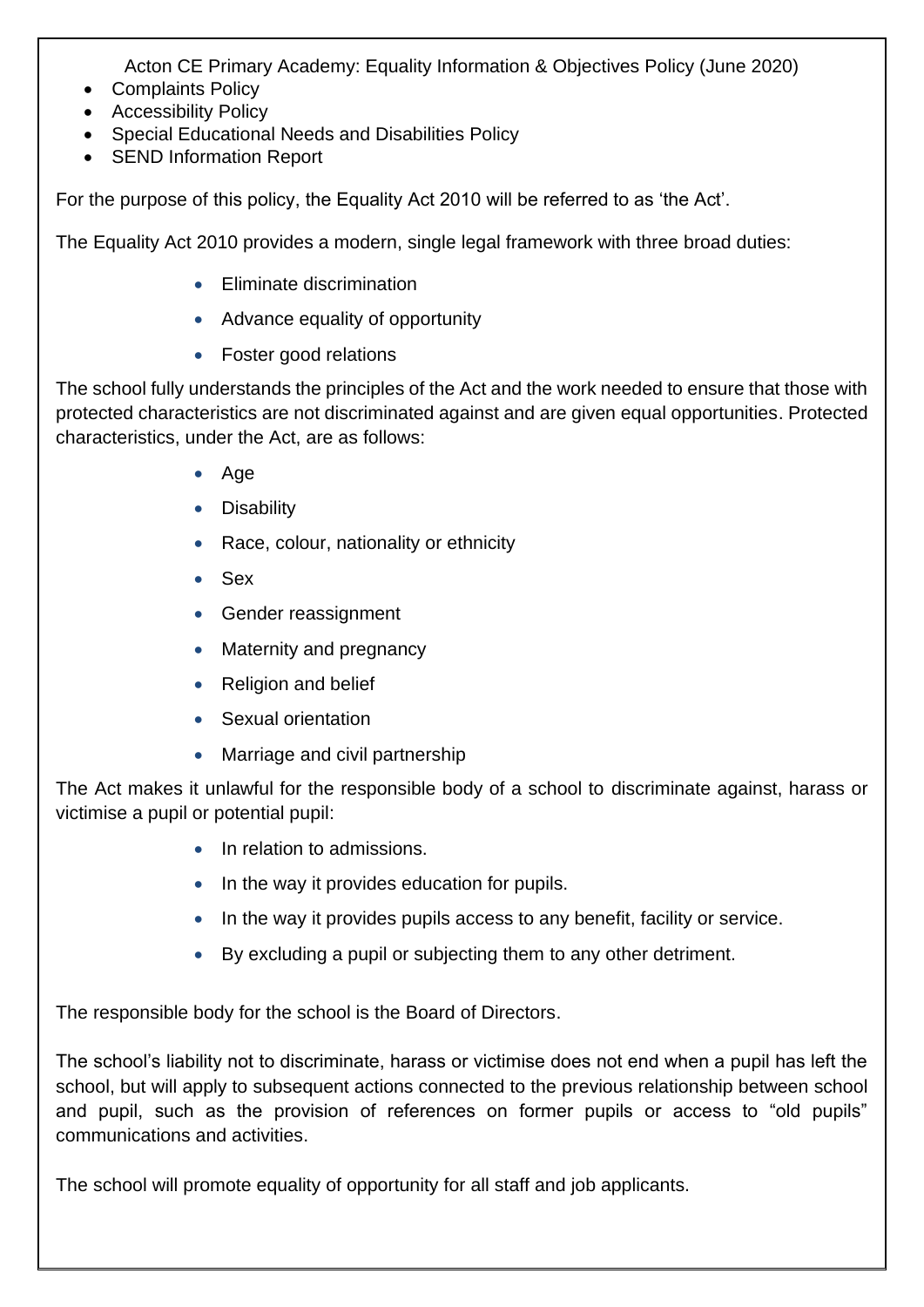- Complaints Policy
- Accessibility Policy
- Special Educational Needs and Disabilities Policy
- SEND Information Report

For the purpose of this policy, the Equality Act 2010 will be referred to as 'the Act'.

The Equality Act 2010 provides a modern, single legal framework with three broad duties:

- Eliminate discrimination
- Advance equality of opportunity
- Foster good relations

The school fully understands the principles of the Act and the work needed to ensure that those with protected characteristics are not discriminated against and are given equal opportunities. Protected characteristics, under the Act, are as follows:

- Age
- Disability
- Race, colour, nationality or ethnicity
- Sex
- Gender reassignment
- Maternity and pregnancy
- Religion and belief
- Sexual orientation
- Marriage and civil partnership

The Act makes it unlawful for the responsible body of a school to discriminate against, harass or victimise a pupil or potential pupil:

- In relation to admissions.
- In the way it provides education for pupils.
- In the way it provides pupils access to any benefit, facility or service.
- By excluding a pupil or subjecting them to any other detriment.

The responsible body for the school is the Board of Directors.

The school's liability not to discriminate, harass or victimise does not end when a pupil has left the school, but will apply to subsequent actions connected to the previous relationship between school and pupil, such as the provision of references on former pupils or access to "old pupils" communications and activities.

The school will promote equality of opportunity for all staff and job applicants.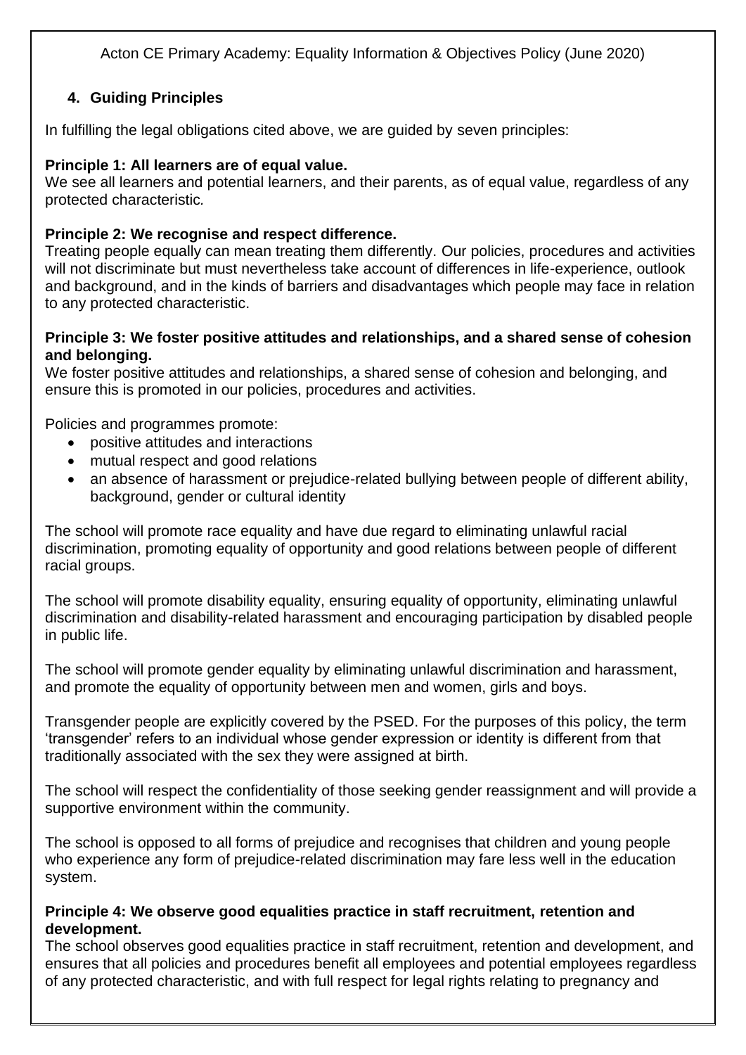## 4. Guiding Principles

In fulfilling the legal obligations cited above, we are guided by seven principles:

**Principle 1: All learners are of equal value.**
We see all learners and potential learners, and their parents, as of equal value, regardless of any protected characteristic.

**Principle 2: We recognise and respect difference.**
Treating people equally can mean treating them differently. Our policies, procedures and activities will not discriminate but must nevertheless take account of differences in life-experience, outlook and background, and in the kinds of barriers and disadvantages which people may face in relation to any protected characteristic.

**Principle 3: We foster positive attitudes and relationships, and a shared sense of cohesion and belonging.**
We foster positive attitudes and relationships, a shared sense of cohesion and belonging, and ensure this is promoted in our policies, procedures and activities.

Policies and programmes promote:

- positive attitudes and interactions
- mutual respect and good relations
- an absence of harassment or prejudice-related bullying between people of different ability, background, gender or cultural identity

The school will promote race equality and have due regard to eliminating unlawful racial discrimination, promoting equality of opportunity and good relations between people of different racial groups.

The school will promote disability equality, ensuring equality of opportunity, eliminating unlawful discrimination and disability-related harassment and encouraging participation by disabled people in public life.

The school will promote gender equality by eliminating unlawful discrimination and harassment, and promote the equality of opportunity between men and women, girls and boys.

Transgender people are explicitly covered by the PSED. For the purposes of this policy, the term 'transgender' refers to an individual whose gender expression or identity is different from that traditionally associated with the sex they were assigned at birth.

The school will respect the confidentiality of those seeking gender reassignment and will provide a supportive environment within the community.

The school is opposed to all forms of prejudice and recognises that children and young people who experience any form of prejudice-related discrimination may fare less well in the education system.

**Principle 4: We observe good equalities practice in staff recruitment, retention and development.**
The school observes good equalities practice in staff recruitment, retention and development, and ensures that all policies and procedures benefit all employees and potential employees regardless of any protected characteristic, and with full respect for legal rights relating to pregnancy and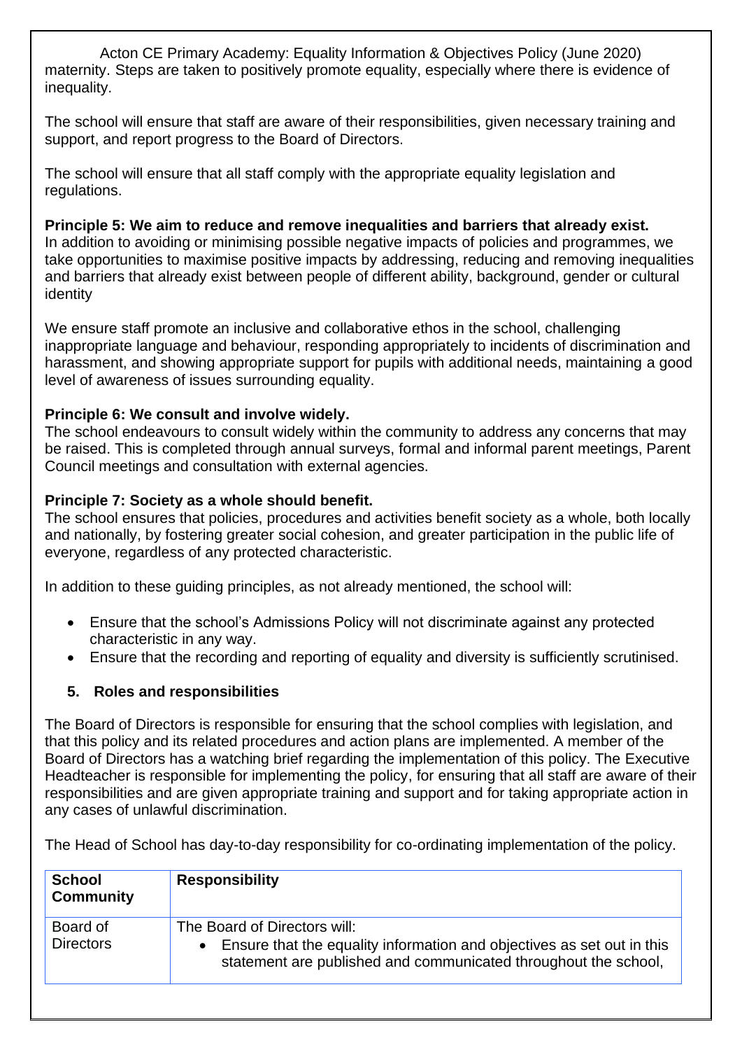maternity. Steps are taken to positively promote equality, especially where there is evidence of inequality.

The school will ensure that staff are aware of their responsibilities, given necessary training and support, and report progress to the Board of Directors.

The school will ensure that all staff comply with the appropriate equality legislation and regulations.

**Principle 5: We aim to reduce and remove inequalities and barriers that already exist.**
In addition to avoiding or minimising possible negative impacts of policies and programmes, we take opportunities to maximise positive impacts by addressing, reducing and removing inequalities and barriers that already exist between people of different ability, background, gender or cultural identity

We ensure staff promote an inclusive and collaborative ethos in the school, challenging inappropriate language and behaviour, responding appropriately to incidents of discrimination and harassment, and showing appropriate support for pupils with additional needs, maintaining a good level of awareness of issues surrounding equality.

**Principle 6: We consult and involve widely.**
The school endeavours to consult widely within the community to address any concerns that may be raised. This is completed through annual surveys, formal and informal parent meetings, Parent Council meetings and consultation with external agencies.

**Principle 7: Society as a whole should benefit.**
The school ensures that policies, procedures and activities benefit society as a whole, both locally and nationally, by fostering greater social cohesion, and greater participation in the public life of everyone, regardless of any protected characteristic.

In addition to these guiding principles, as not already mentioned, the school will:

- Ensure that the school's Admissions Policy will not discriminate against any protected characteristic in any way.
- Ensure that the recording and reporting of equality and diversity is sufficiently scrutinised.

## 5. Roles and responsibilities

The Board of Directors is responsible for ensuring that the school complies with legislation, and that this policy and its related procedures and action plans are implemented. A member of the Board of Directors has a watching brief regarding the implementation of this policy. The Executive Headteacher is responsible for implementing the policy, for ensuring that all staff are aware of their responsibilities and are given appropriate training and support and for taking appropriate action in any cases of unlawful discrimination.

The Head of School has day-to-day responsibility for co-ordinating implementation of the policy.

| School Community | Responsibility |
|---|---|
| Board of Directors | The Board of Directors will:<br>• Ensure that the equality information and objectives as set out in this statement are published and communicated throughout the school, |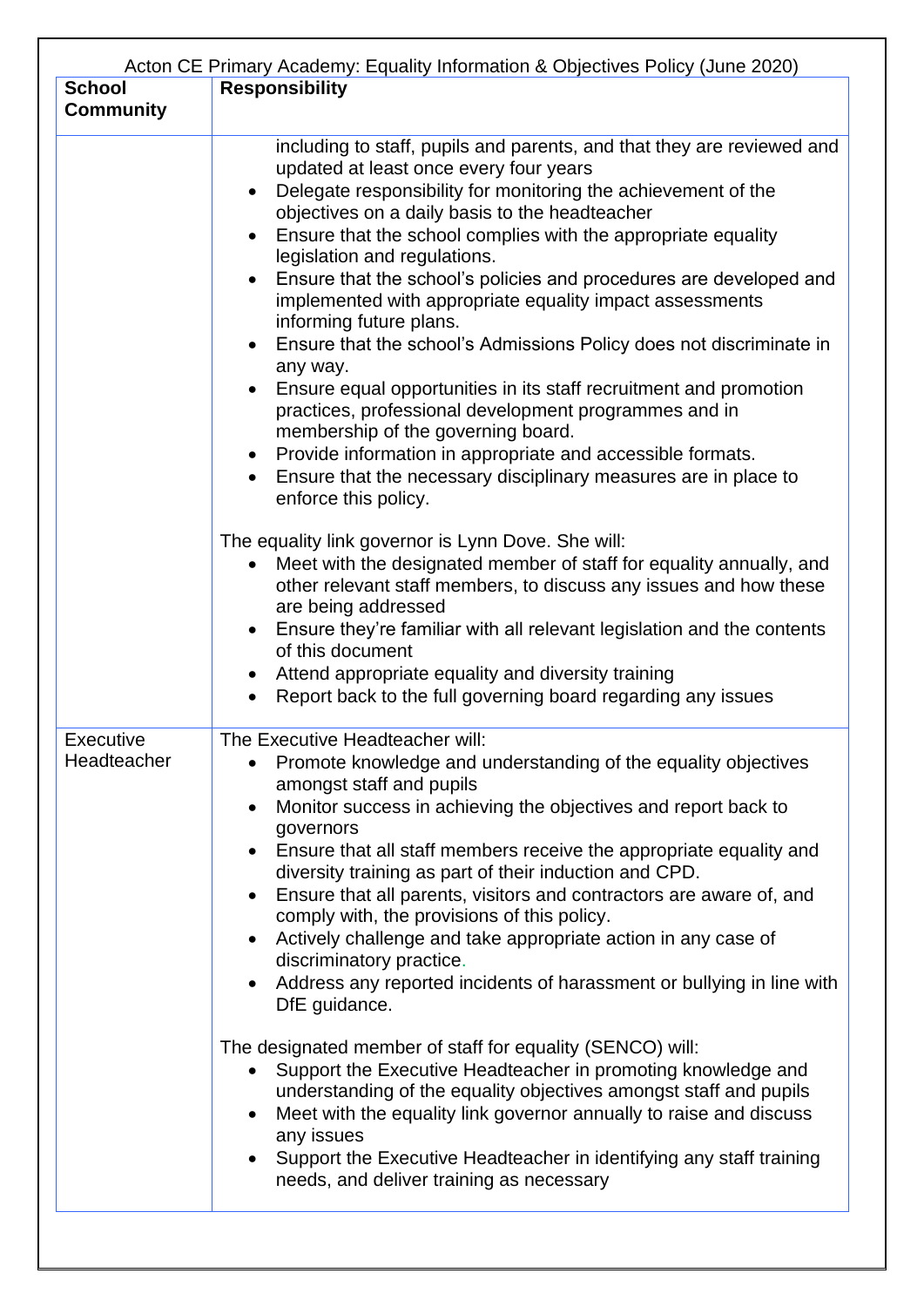| School Community | Responsibility |
|---|---|
| | including to staff, pupils and parents, and that they are reviewed and updated at least once every four years<br>• Delegate responsibility for monitoring the achievement of the objectives on a daily basis to the headteacher<br>• Ensure that the school complies with the appropriate equality legislation and regulations.<br>• Ensure that the school's policies and procedures are developed and implemented with appropriate equality impact assessments informing future plans.<br>• Ensure that the school's Admissions Policy does not discriminate in any way.<br>• Ensure equal opportunities in its staff recruitment and promotion practices, professional development programmes and in membership of the governing board.<br>• Provide information in appropriate and accessible formats.<br>• Ensure that the necessary disciplinary measures are in place to enforce this policy.<br><br>The equality link governor is Lynn Dove. She will:<br>• Meet with the designated member of staff for equality annually, and other relevant staff members, to discuss any issues and how these are being addressed<br>• Ensure they're familiar with all relevant legislation and the contents of this document<br>• Attend appropriate equality and diversity training<br>• Report back to the full governing board regarding any issues |
| Executive Headteacher | The Executive Headteacher will:<br>• Promote knowledge and understanding of the equality objectives amongst staff and pupils<br>• Monitor success in achieving the objectives and report back to governors<br>• Ensure that all staff members receive the appropriate equality and diversity training as part of their induction and CPD.<br>• Ensure that all parents, visitors and contractors are aware of, and comply with, the provisions of this policy.<br>• Actively challenge and take appropriate action in any case of discriminatory practice.<br>• Address any reported incidents of harassment or bullying in line with DfE guidance.<br><br>The designated member of staff for equality (SENCO) will:<br>• Support the Executive Headteacher in promoting knowledge and understanding of the equality objectives amongst staff and pupils<br>• Meet with the equality link governor annually to raise and discuss any issues<br>• Support the Executive Headteacher in identifying any staff training needs, and deliver training as necessary |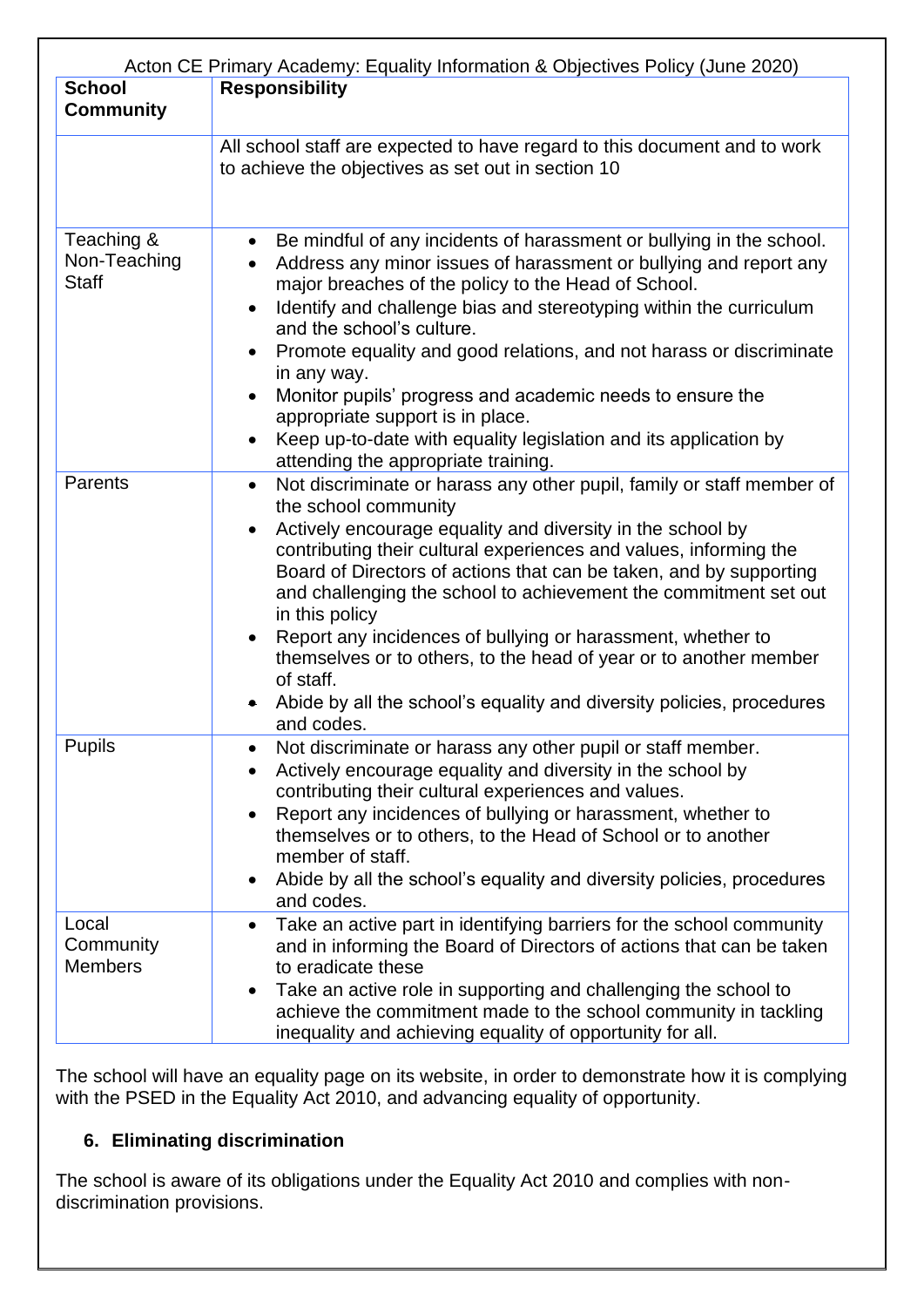| School Community | Responsibility |
|---|---|
| | All school staff are expected to have regard to this document and to work to achieve the objectives as set out in section 10 |
| Teaching & Non-Teaching Staff | • Be mindful of any incidents of harassment or bullying in the school.<br>• Address any minor issues of harassment or bullying and report any major breaches of the policy to the Head of School.<br>• Identify and challenge bias and stereotyping within the curriculum and the school's culture.<br>• Promote equality and good relations, and not harass or discriminate in any way.<br>• Monitor pupils' progress and academic needs to ensure the appropriate support is in place.<br>• Keep up-to-date with equality legislation and its application by attending the appropriate training. |
| Parents | • Not discriminate or harass any other pupil, family or staff member of the school community<br>• Actively encourage equality and diversity in the school by contributing their cultural experiences and values, informing the Board of Directors of actions that can be taken, and by supporting and challenging the school to achievement the commitment set out in this policy<br>• Report any incidences of bullying or harassment, whether to themselves or to others, to the head of year or to another member of staff.<br>• Abide by all the school's equality and diversity policies, procedures and codes. |
| Pupils | • Not discriminate or harass any other pupil or staff member.<br>• Actively encourage equality and diversity in the school by contributing their cultural experiences and values.<br>• Report any incidences of bullying or harassment, whether to themselves or to others, to the Head of School or to another member of staff.<br>• Abide by all the school's equality and diversity policies, procedures and codes. |
| Local Community Members | • Take an active part in identifying barriers for the school community and in informing the Board of Directors of actions that can be taken to eradicate these<br>• Take an active role in supporting and challenging the school to achieve the commitment made to the school community in tackling inequality and achieving equality of opportunity for all. |

The school will have an equality page on its website, in order to demonstrate how it is complying with the PSED in the Equality Act 2010, and advancing equality of opportunity.

## 6. Eliminating discrimination

The school is aware of its obligations under the Equality Act 2010 and complies with non-discrimination provisions.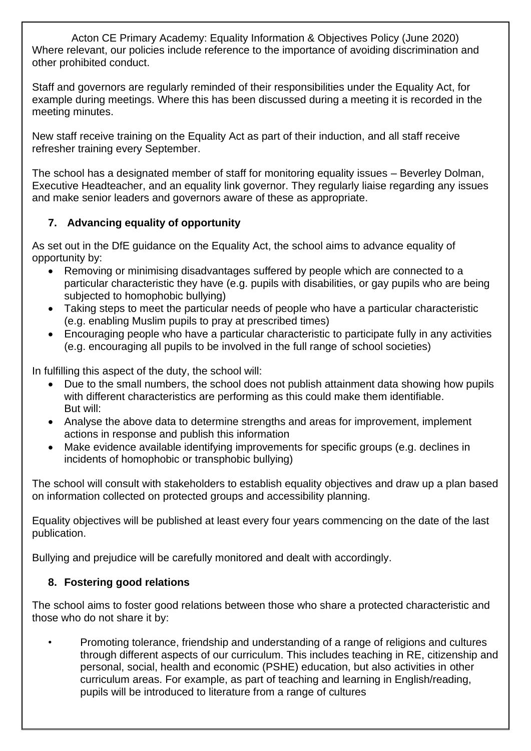Where relevant, our policies include reference to the importance of avoiding discrimination and other prohibited conduct.

Staff and governors are regularly reminded of their responsibilities under the Equality Act, for example during meetings. Where this has been discussed during a meeting it is recorded in the meeting minutes.

New staff receive training on the Equality Act as part of their induction, and all staff receive refresher training every September.

The school has a designated member of staff for monitoring equality issues – Beverley Dolman, Executive Headteacher, and an equality link governor. They regularly liaise regarding any issues and make senior leaders and governors aware of these as appropriate.

## 7. Advancing equality of opportunity

As set out in the DfE guidance on the Equality Act, the school aims to advance equality of opportunity by:

- Removing or minimising disadvantages suffered by people which are connected to a particular characteristic they have (e.g. pupils with disabilities, or gay pupils who are being subjected to homophobic bullying)
- Taking steps to meet the particular needs of people who have a particular characteristic (e.g. enabling Muslim pupils to pray at prescribed times)
- Encouraging people who have a particular characteristic to participate fully in any activities (e.g. encouraging all pupils to be involved in the full range of school societies)

In fulfilling this aspect of the duty, the school will:

- Due to the small numbers, the school does not publish attainment data showing how pupils with different characteristics are performing as this could make them identifiable. But will:
- Analyse the above data to determine strengths and areas for improvement, implement actions in response and publish this information
- Make evidence available identifying improvements for specific groups (e.g. declines in incidents of homophobic or transphobic bullying)

The school will consult with stakeholders to establish equality objectives and draw up a plan based on information collected on protected groups and accessibility planning.

Equality objectives will be published at least every four years commencing on the date of the last publication.

Bullying and prejudice will be carefully monitored and dealt with accordingly.

## 8. Fostering good relations

The school aims to foster good relations between those who share a protected characteristic and those who do not share it by:

- Promoting tolerance, friendship and understanding of a range of religions and cultures through different aspects of our curriculum. This includes teaching in RE, citizenship and personal, social, health and economic (PSHE) education, but also activities in other curriculum areas. For example, as part of teaching and learning in English/reading, pupils will be introduced to literature from a range of cultures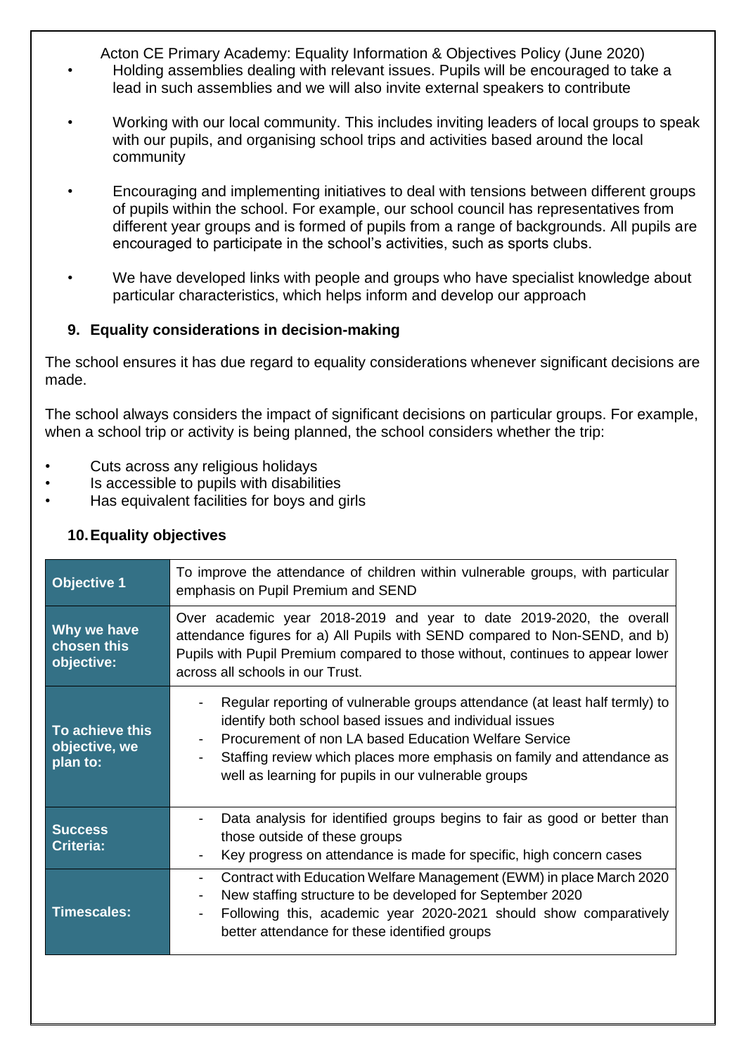- Holding assemblies dealing with relevant issues. Pupils will be encouraged to take a lead in such assemblies and we will also invite external speakers to contribute

- Working with our local community. This includes inviting leaders of local groups to speak with our pupils, and organising school trips and activities based around the local community

- Encouraging and implementing initiatives to deal with tensions between different groups of pupils within the school. For example, our school council has representatives from different year groups and is formed of pupils from a range of backgrounds. All pupils are encouraged to participate in the school's activities, such as sports clubs.

- We have developed links with people and groups who have specialist knowledge about particular characteristics, which helps inform and develop our approach

## 9. Equality considerations in decision-making

The school ensures it has due regard to equality considerations whenever significant decisions are made.

The school always considers the impact of significant decisions on particular groups. For example, when a school trip or activity is being planned, the school considers whether the trip:

- Cuts across any religious holidays
- Is accessible to pupils with disabilities
- Has equivalent facilities for boys and girls

## 10. Equality objectives

| **Objective 1** | To improve the attendance of children within vulnerable groups, with particular emphasis on Pupil Premium and SEND |
|---|---|
| **Why we have chosen this objective:** | Over academic year 2018-2019 and year to date 2019-2020, the overall attendance figures for a) All Pupils with SEND compared to Non-SEND, and b) Pupils with Pupil Premium compared to those without, continues to appear lower across all schools in our Trust. |
| **To achieve this objective, we plan to:** | - Regular reporting of vulnerable groups attendance (at least half termly) to identify both school based issues and individual issues<br>- Procurement of non LA based Education Welfare Service<br>- Staffing review which places more emphasis on family and attendance as well as learning for pupils in our vulnerable groups |
| **Success Criteria:** | - Data analysis for identified groups begins to fair as good or better than those outside of these groups<br>- Key progress on attendance is made for specific, high concern cases |
| **Timescales:** | - Contract with Education Welfare Management (EWM) in place March 2020<br>- New staffing structure to be developed for September 2020<br>- Following this, academic year 2020-2021 should show comparatively better attendance for these identified groups |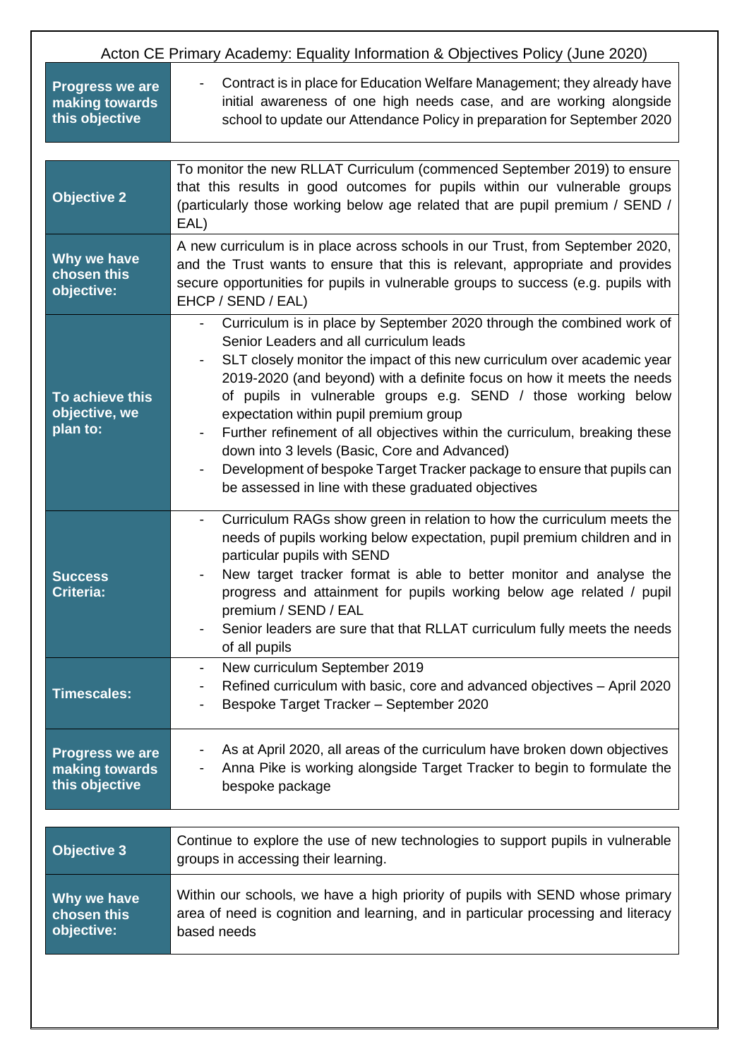| | |
|---|---|
| **Progress we are making towards this objective** | - Contract is in place for Education Welfare Management; they already have initial awareness of one high needs case, and are working alongside school to update our Attendance Policy in preparation for September 2020 |

| | |
|---|---|
| **Objective 2** | To monitor the new RLLAT Curriculum (commenced September 2019) to ensure that this results in good outcomes for pupils within our vulnerable groups (particularly those working below age related that are pupil premium / SEND / EAL) |
| **Why we have chosen this objective:** | A new curriculum is in place across schools in our Trust, from September 2020, and the Trust wants to ensure that this is relevant, appropriate and provides secure opportunities for pupils in vulnerable groups to success (e.g. pupils with EHCP / SEND / EAL) |
| **To achieve this objective, we plan to:** | - Curriculum is in place by September 2020 through the combined work of Senior Leaders and all curriculum leads<br>- SLT closely monitor the impact of this new curriculum over academic year 2019-2020 (and beyond) with a definite focus on how it meets the needs of pupils in vulnerable groups e.g. SEND / those working below expectation within pupil premium group<br>- Further refinement of all objectives within the curriculum, breaking these down into 3 levels (Basic, Core and Advanced)<br>- Development of bespoke Target Tracker package to ensure that pupils can be assessed in line with these graduated objectives |
| **Success Criteria:** | - Curriculum RAGs show green in relation to how the curriculum meets the needs of pupils working below expectation, pupil premium children and in particular pupils with SEND<br>- New target tracker format is able to better monitor and analyse the progress and attainment for pupils working below age related / pupil premium / SEND / EAL<br>- Senior leaders are sure that that RLLAT curriculum fully meets the needs of all pupils |
| **Timescales:** | - New curriculum September 2019<br>- Refined curriculum with basic, core and advanced objectives – April 2020<br>- Bespoke Target Tracker – September 2020 |
| **Progress we are making towards this objective** | - As at April 2020, all areas of the curriculum have broken down objectives<br>- Anna Pike is working alongside Target Tracker to begin to formulate the bespoke package |

| | |
|---|---|
| **Objective 3** | Continue to explore the use of new technologies to support pupils in vulnerable groups in accessing their learning. |
| **Why we have chosen this objective:** | Within our schools, we have a high priority of pupils with SEND whose primary area of need is cognition and learning, and in particular processing and literacy based needs |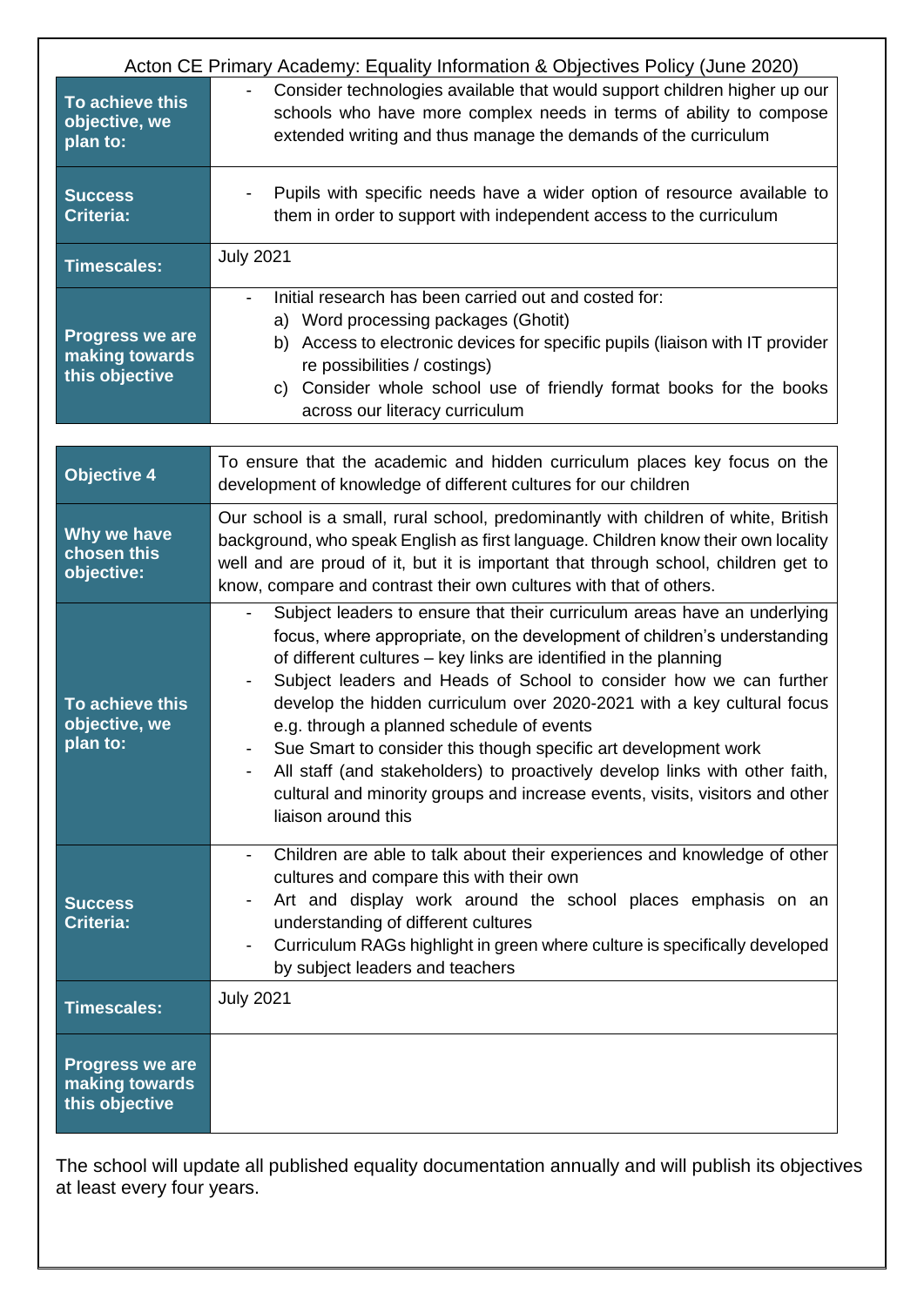Acton CE Primary Academy: Equality Information & Objectives Policy (June 2020)

| | |
|---|---|
| **To achieve this objective, we plan to:** | - Consider technologies available that would support children higher up our schools who have more complex needs in terms of ability to compose extended writing and thus manage the demands of the curriculum |
| **Success Criteria:** | - Pupils with specific needs have a wider option of resource available to them in order to support with independent access to the curriculum |
| **Timescales:** | July 2021 |
| **Progress we are making towards this objective** | - Initial research has been carried out and costed for: <br> a) Word processing packages (Ghotit) <br> b) Access to electronic devices for specific pupils (liaison with IT provider re possibilities / costings) <br> c) Consider whole school use of friendly format books for the books across our literacy curriculum |

| | |
|---|---|
| **Objective 4** | To ensure that the academic and hidden curriculum places key focus on the development of knowledge of different cultures for our children |
| **Why we have chosen this objective:** | Our school is a small, rural school, predominantly with children of white, British background, who speak English as first language. Children know their own locality well and are proud of it, but it is important that through school, children get to know, compare and contrast their own cultures with that of others. |
| **To achieve this objective, we plan to:** | - Subject leaders to ensure that their curriculum areas have an underlying focus, where appropriate, on the development of children's understanding of different cultures – key links are identified in the planning <br> - Subject leaders and Heads of School to consider how we can further develop the hidden curriculum over 2020-2021 with a key cultural focus e.g. through a planned schedule of events <br> - Sue Smart to consider this though specific art development work <br> - All staff (and stakeholders) to proactively develop links with other faith, cultural and minority groups and increase events, visits, visitors and other liaison around this |
| **Success Criteria:** | - Children are able to talk about their experiences and knowledge of other cultures and compare this with their own <br> - Art and display work around the school places emphasis on an understanding of different cultures <br> - Curriculum RAGs highlight in green where culture is specifically developed by subject leaders and teachers |
| **Timescales:** | July 2021 |
| **Progress we are making towards this objective** | |

The school will update all published equality documentation annually and will publish its objectives at least every four years.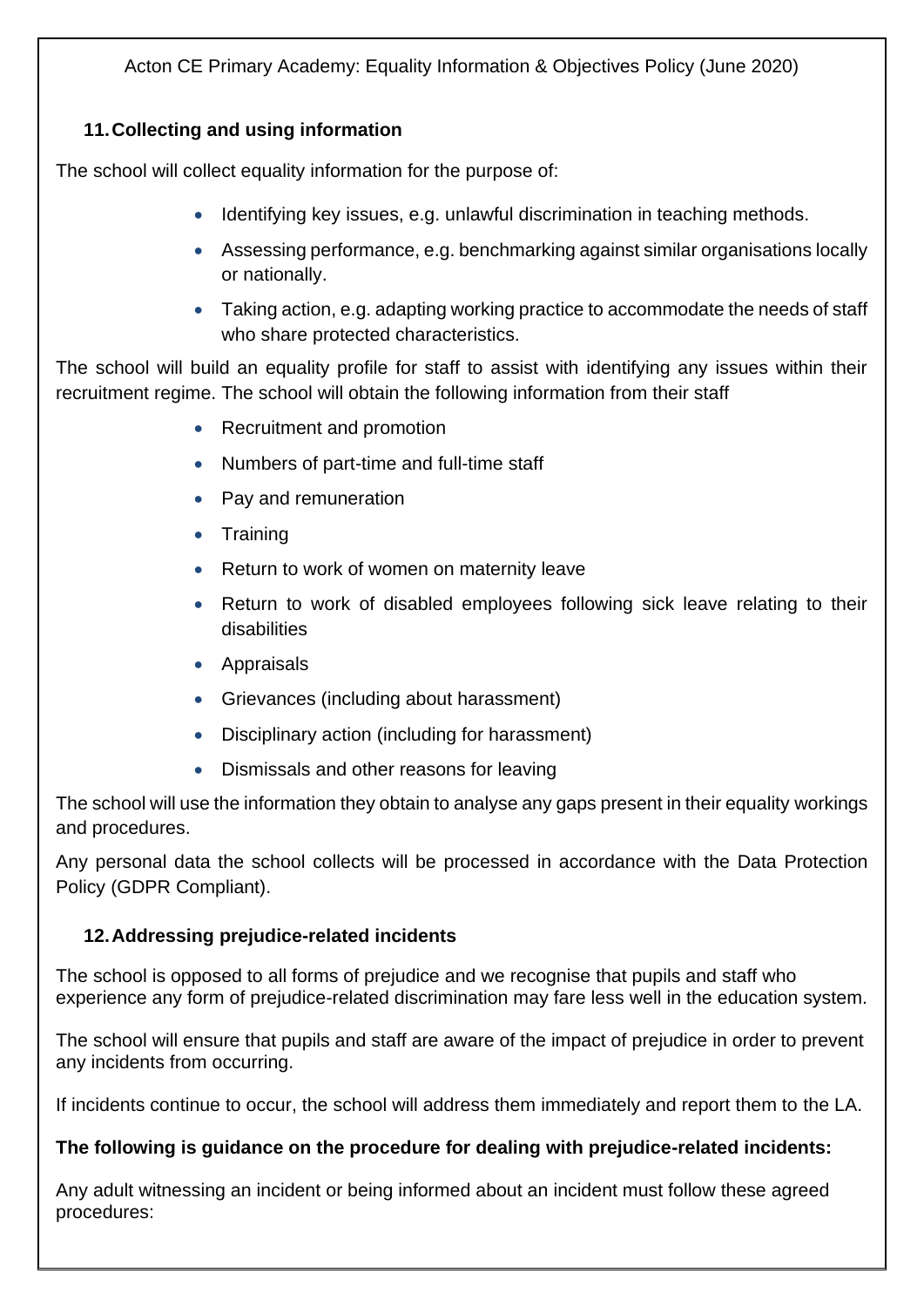## 11. Collecting and using information

The school will collect equality information for the purpose of:

- Identifying key issues, e.g. unlawful discrimination in teaching methods.
- Assessing performance, e.g. benchmarking against similar organisations locally or nationally.
- Taking action, e.g. adapting working practice to accommodate the needs of staff who share protected characteristics.

The school will build an equality profile for staff to assist with identifying any issues within their recruitment regime. The school will obtain the following information from their staff

- Recruitment and promotion
- Numbers of part-time and full-time staff
- Pay and remuneration
- Training
- Return to work of women on maternity leave
- Return to work of disabled employees following sick leave relating to their disabilities
- Appraisals
- Grievances (including about harassment)
- Disciplinary action (including for harassment)
- Dismissals and other reasons for leaving

The school will use the information they obtain to analyse any gaps present in their equality workings and procedures.

Any personal data the school collects will be processed in accordance with the Data Protection Policy (GDPR Compliant).

## 12. Addressing prejudice-related incidents

The school is opposed to all forms of prejudice and we recognise that pupils and staff who experience any form of prejudice-related discrimination may fare less well in the education system.

The school will ensure that pupils and staff are aware of the impact of prejudice in order to prevent any incidents from occurring.

If incidents continue to occur, the school will address them immediately and report them to the LA.

**The following is guidance on the procedure for dealing with prejudice-related incidents:**

Any adult witnessing an incident or being informed about an incident must follow these agreed procedures: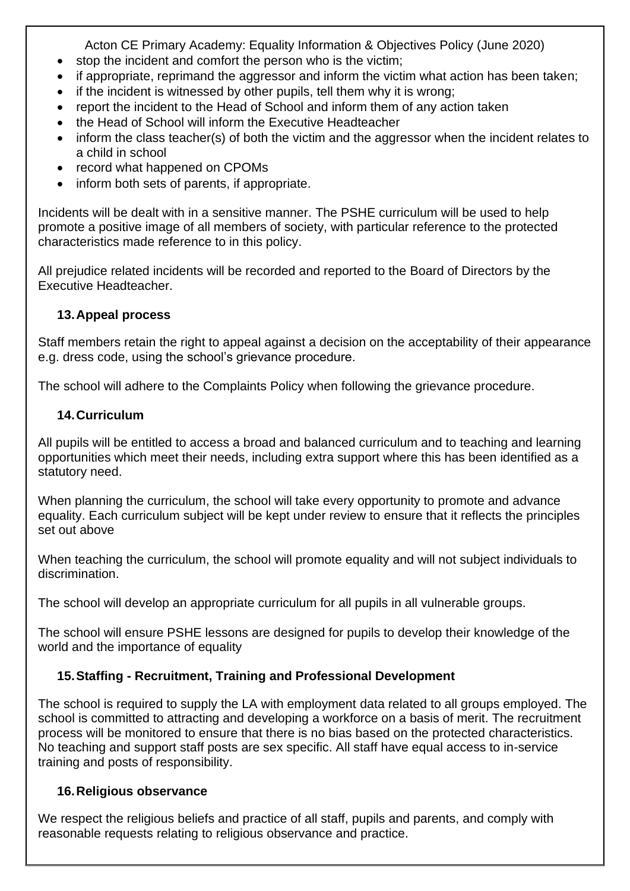- stop the incident and comfort the person who is the victim;
- if appropriate, reprimand the aggressor and inform the victim what action has been taken;
- if the incident is witnessed by other pupils, tell them why it is wrong;
- report the incident to the Head of School and inform them of any action taken
- the Head of School will inform the Executive Headteacher
- inform the class teacher(s) of both the victim and the aggressor when the incident relates to a child in school
- record what happened on CPOMs
- inform both sets of parents, if appropriate.

Incidents will be dealt with in a sensitive manner. The PSHE curriculum will be used to help promote a positive image of all members of society, with particular reference to the protected characteristics made reference to in this policy.

All prejudice related incidents will be recorded and reported to the Board of Directors by the Executive Headteacher.

## 13. Appeal process

Staff members retain the right to appeal against a decision on the acceptability of their appearance e.g. dress code, using the school's grievance procedure.

The school will adhere to the Complaints Policy when following the grievance procedure.

## 14. Curriculum

All pupils will be entitled to access a broad and balanced curriculum and to teaching and learning opportunities which meet their needs, including extra support where this has been identified as a statutory need.

When planning the curriculum, the school will take every opportunity to promote and advance equality. Each curriculum subject will be kept under review to ensure that it reflects the principles set out above

When teaching the curriculum, the school will promote equality and will not subject individuals to discrimination.

The school will develop an appropriate curriculum for all pupils in all vulnerable groups.

The school will ensure PSHE lessons are designed for pupils to develop their knowledge of the world and the importance of equality

## 15. Staffing - Recruitment, Training and Professional Development

The school is required to supply the LA with employment data related to all groups employed. The school is committed to attracting and developing a workforce on a basis of merit. The recruitment process will be monitored to ensure that there is no bias based on the protected characteristics. No teaching and support staff posts are sex specific. All staff have equal access to in-service training and posts of responsibility.

## 16. Religious observance

We respect the religious beliefs and practice of all staff, pupils and parents, and comply with reasonable requests relating to religious observance and practice.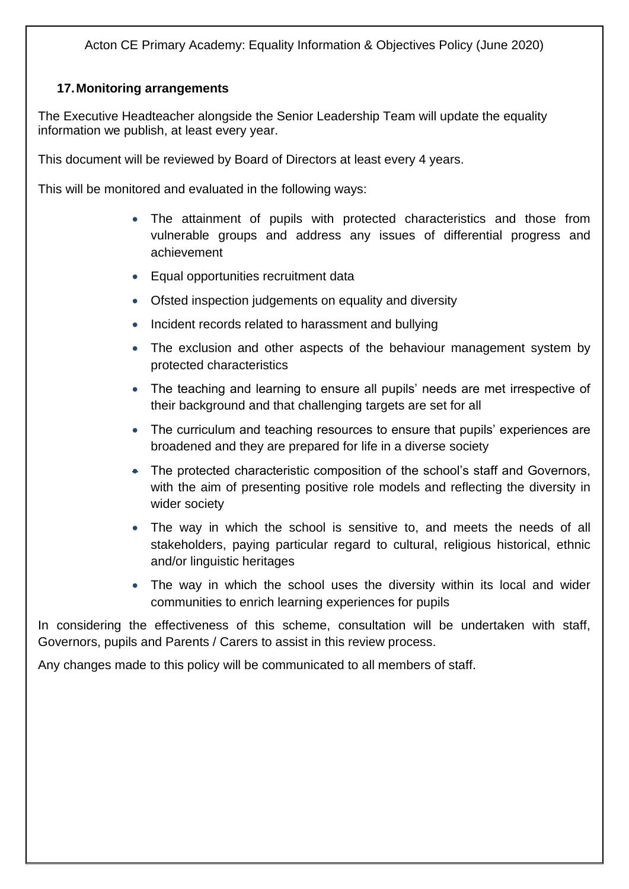## 17. Monitoring arrangements

The Executive Headteacher alongside the Senior Leadership Team will update the equality information we publish, at least every year.

This document will be reviewed by Board of Directors at least every 4 years.

This will be monitored and evaluated in the following ways:

- The attainment of pupils with protected characteristics and those from vulnerable groups and address any issues of differential progress and achievement
- Equal opportunities recruitment data
- Ofsted inspection judgements on equality and diversity
- Incident records related to harassment and bullying
- The exclusion and other aspects of the behaviour management system by protected characteristics
- The teaching and learning to ensure all pupils' needs are met irrespective of their background and that challenging targets are set for all
- The curriculum and teaching resources to ensure that pupils' experiences are broadened and they are prepared for life in a diverse society
- The protected characteristic composition of the school's staff and Governors, with the aim of presenting positive role models and reflecting the diversity in wider society
- The way in which the school is sensitive to, and meets the needs of all stakeholders, paying particular regard to cultural, religious historical, ethnic and/or linguistic heritages
- The way in which the school uses the diversity within its local and wider communities to enrich learning experiences for pupils

In considering the effectiveness of this scheme, consultation will be undertaken with staff, Governors, pupils and Parents / Carers to assist in this review process.

Any changes made to this policy will be communicated to all members of staff.